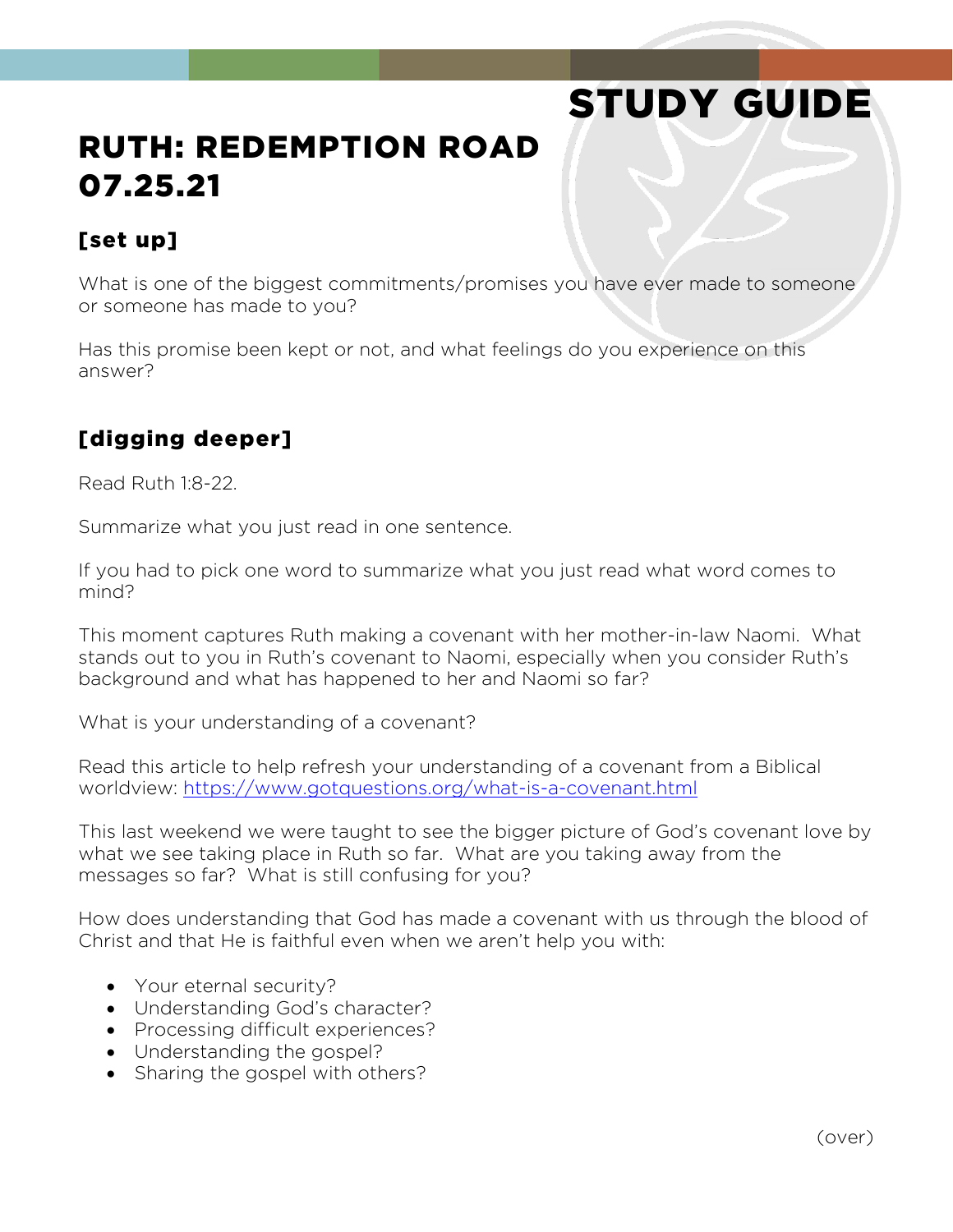# STUDY GUIDE

## RUTH: REDEMPTION ROAD
## 07.25.21

### [set up]

What is one of the biggest commitments/promises you have ever made to someone or someone has made to you?

Has this promise been kept or not, and what feelings do you experience on this answer?

### [digging deeper]

Read Ruth 1:8-22.

Summarize what you just read in one sentence.

If you had to pick one word to summarize what you just read what word comes to mind?

This moment captures Ruth making a covenant with her mother-in-law Naomi. What stands out to you in Ruth's covenant to Naomi, especially when you consider Ruth's background and what has happened to her and Naomi so far?

What is your understanding of a covenant?

Read this article to help refresh your understanding of a covenant from a Biblical worldview: https://www.gotquestions.org/what-is-a-covenant.html

This last weekend we were taught to see the bigger picture of God's covenant love by what we see taking place in Ruth so far. What are you taking away from the messages so far? What is still confusing for you?

How does understanding that God has made a covenant with us through the blood of Christ and that He is faithful even when we aren't help you with:

- Your eternal security?
- Understanding God's character?
- Processing difficult experiences?
- Understanding the gospel?
- Sharing the gospel with others?

(over)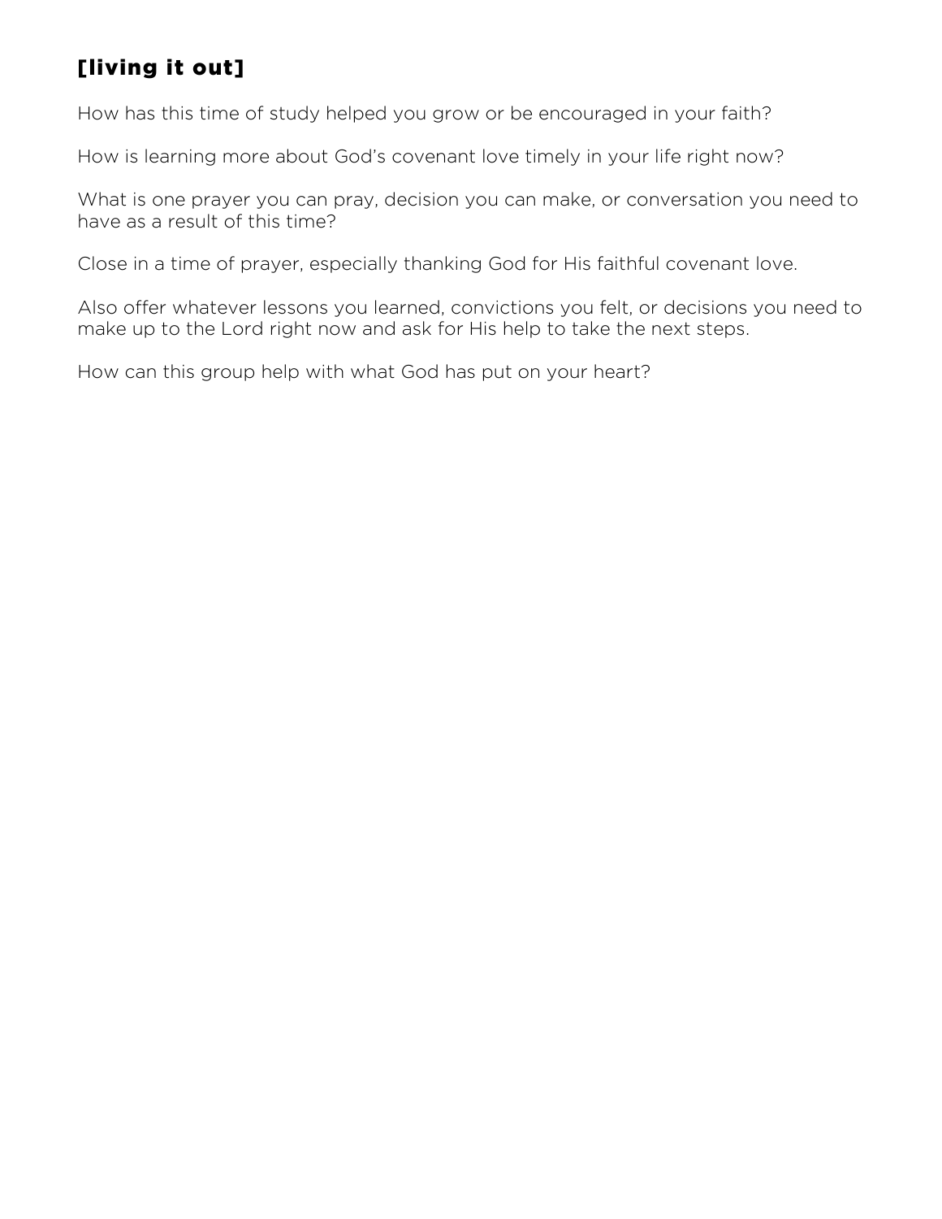## [living it out]

How has this time of study helped you grow or be encouraged in your faith?

How is learning more about God's covenant love timely in your life right now?

What is one prayer you can pray, decision you can make, or conversation you need to have as a result of this time?

Close in a time of prayer, especially thanking God for His faithful covenant love.

Also offer whatever lessons you learned, convictions you felt, or decisions you need to make up to the Lord right now and ask for His help to take the next steps.

How can this group help with what God has put on your heart?